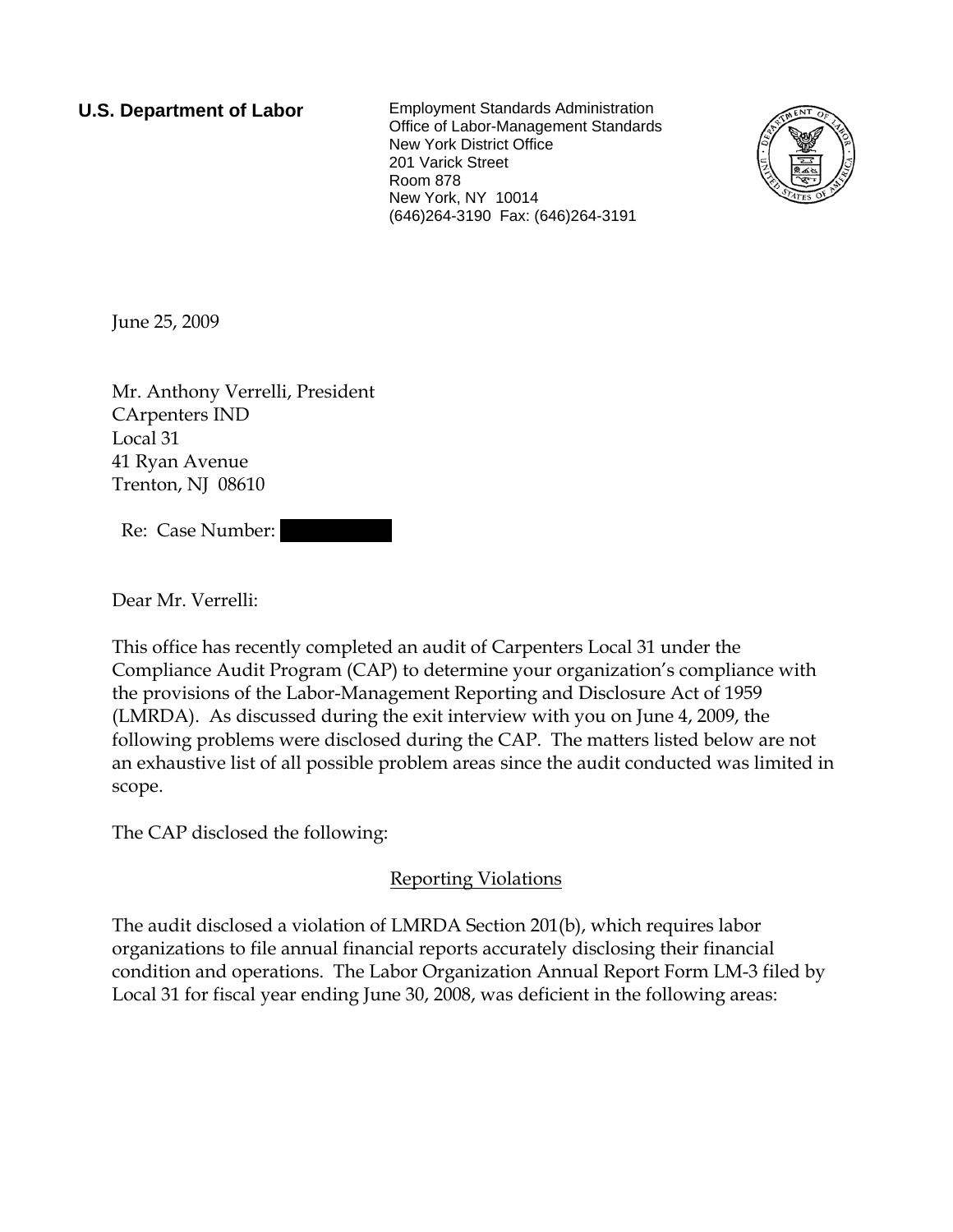**U.S. Department of Labor**

Employment Standards Administration
Office of Labor-Management Standards
New York District Office
201 Varick Street
Room 878
New York, NY 10014
(646)264-3190 Fax: (646)264-3191

June 25, 2009

Mr. Anthony Verrelli, President
CArpenters IND
Local 31
41 Ryan Avenue
Trenton, NJ 08610

Re: Case Number:

Dear Mr. Verrelli:

This office has recently completed an audit of Carpenters Local 31 under the Compliance Audit Program (CAP) to determine your organization's compliance with the provisions of the Labor-Management Reporting and Disclosure Act of 1959 (LMRDA). As discussed during the exit interview with you on June 4, 2009, the following problems were disclosed during the CAP. The matters listed below are not an exhaustive list of all possible problem areas since the audit conducted was limited in scope.

The CAP disclosed the following:

## Reporting Violations

The audit disclosed a violation of LMRDA Section 201(b), which requires labor organizations to file annual financial reports accurately disclosing their financial condition and operations. The Labor Organization Annual Report Form LM-3 filed by Local 31 for fiscal year ending June 30, 2008, was deficient in the following areas: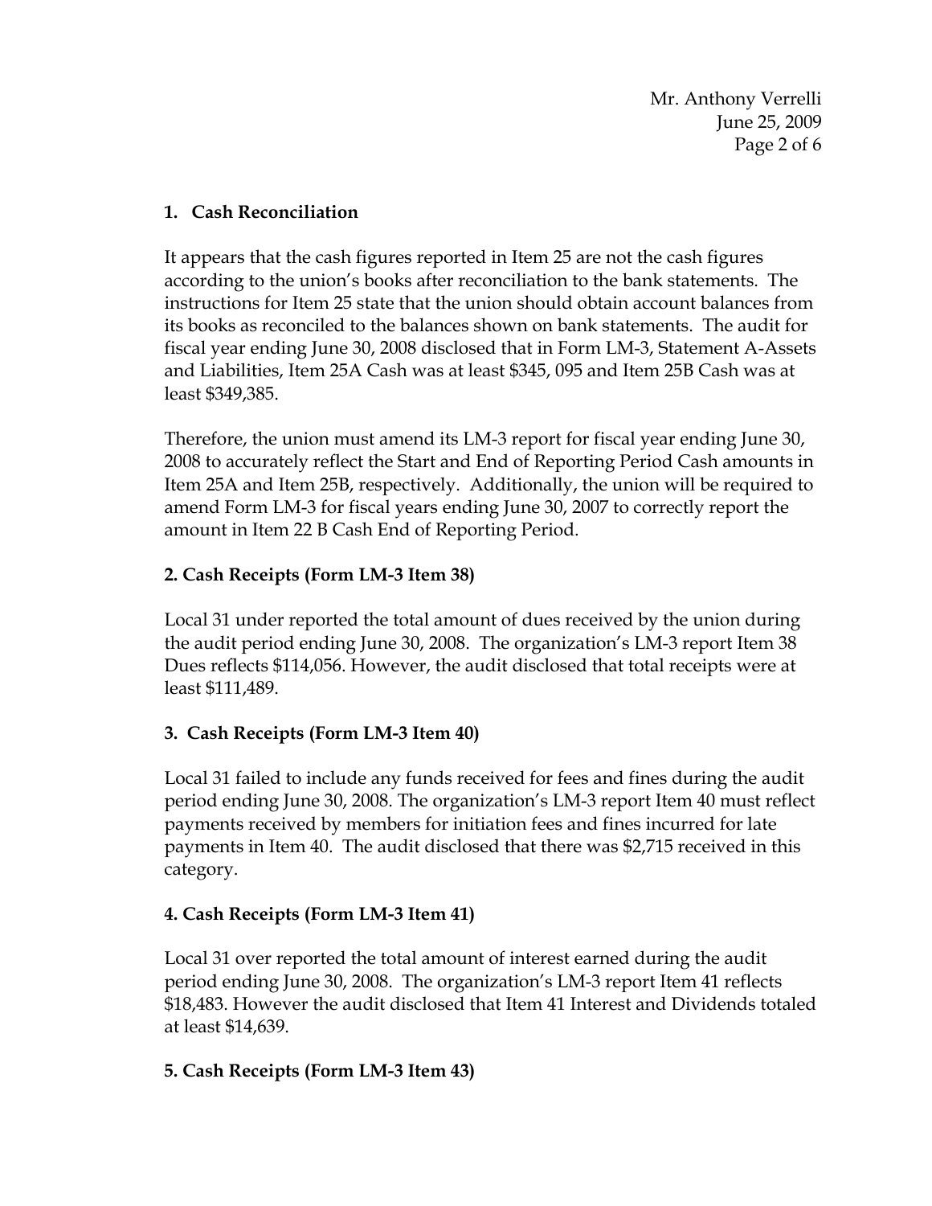### 1. Cash Reconciliation

It appears that the cash figures reported in Item 25 are not the cash figures according to the union's books after reconciliation to the bank statements. The instructions for Item 25 state that the union should obtain account balances from its books as reconciled to the balances shown on bank statements. The audit for fiscal year ending June 30, 2008 disclosed that in Form LM-3, Statement A-Assets and Liabilities, Item 25A Cash was at least $345, 095 and Item 25B Cash was at least $349,385.

Therefore, the union must amend its LM-3 report for fiscal year ending June 30, 2008 to accurately reflect the Start and End of Reporting Period Cash amounts in Item 25A and Item 25B, respectively. Additionally, the union will be required to amend Form LM-3 for fiscal years ending June 30, 2007 to correctly report the amount in Item 22 B Cash End of Reporting Period.

### 2. Cash Receipts (Form LM-3 Item 38)

Local 31 under reported the total amount of dues received by the union during the audit period ending June 30, 2008. The organization's LM-3 report Item 38 Dues reflects $114,056. However, the audit disclosed that total receipts were at least $111,489.

### 3. Cash Receipts (Form LM-3 Item 40)

Local 31 failed to include any funds received for fees and fines during the audit period ending June 30, 2008. The organization's LM-3 report Item 40 must reflect payments received by members for initiation fees and fines incurred for late payments in Item 40. The audit disclosed that there was $2,715 received in this category.

### 4. Cash Receipts (Form LM-3 Item 41)

Local 31 over reported the total amount of interest earned during the audit period ending June 30, 2008. The organization's LM-3 report Item 41 reflects $18,483. However the audit disclosed that Item 41 Interest and Dividends totaled at least $14,639.

### 5. Cash Receipts (Form LM-3 Item 43)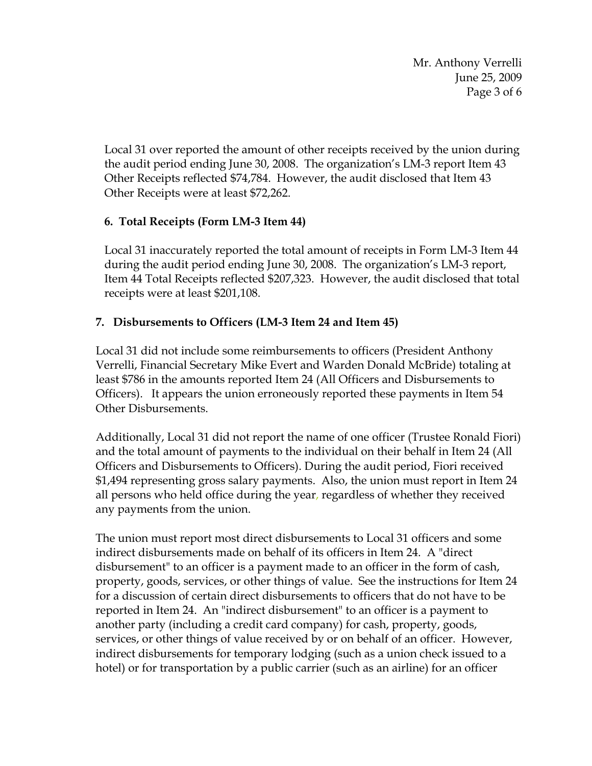Local 31 over reported the amount of other receipts received by the union during the audit period ending June 30, 2008. The organization's LM-3 report Item 43 Other Receipts reflected $74,784. However, the audit disclosed that Item 43 Other Receipts were at least $72,262.

**6. Total Receipts (Form LM-3 Item 44)**

Local 31 inaccurately reported the total amount of receipts in Form LM-3 Item 44 during the audit period ending June 30, 2008. The organization's LM-3 report, Item 44 Total Receipts reflected $207,323. However, the audit disclosed that total receipts were at least $201,108.

**7. Disbursements to Officers (LM-3 Item 24 and Item 45)**

Local 31 did not include some reimbursements to officers (President Anthony Verrelli, Financial Secretary Mike Evert and Warden Donald McBride) totaling at least $786 in the amounts reported Item 24 (All Officers and Disbursements to Officers). It appears the union erroneously reported these payments in Item 54 Other Disbursements.

Additionally, Local 31 did not report the name of one officer (Trustee Ronald Fiori) and the total amount of payments to the individual on their behalf in Item 24 (All Officers and Disbursements to Officers). During the audit period, Fiori received $1,494 representing gross salary payments. Also, the union must report in Item 24 all persons who held office during the year, regardless of whether they received any payments from the union.

The union must report most direct disbursements to Local 31 officers and some indirect disbursements made on behalf of its officers in Item 24. A "direct disbursement" to an officer is a payment made to an officer in the form of cash, property, goods, services, or other things of value. See the instructions for Item 24 for a discussion of certain direct disbursements to officers that do not have to be reported in Item 24. An "indirect disbursement" to an officer is a payment to another party (including a credit card company) for cash, property, goods, services, or other things of value received by or on behalf of an officer. However, indirect disbursements for temporary lodging (such as a union check issued to a hotel) or for transportation by a public carrier (such as an airline) for an officer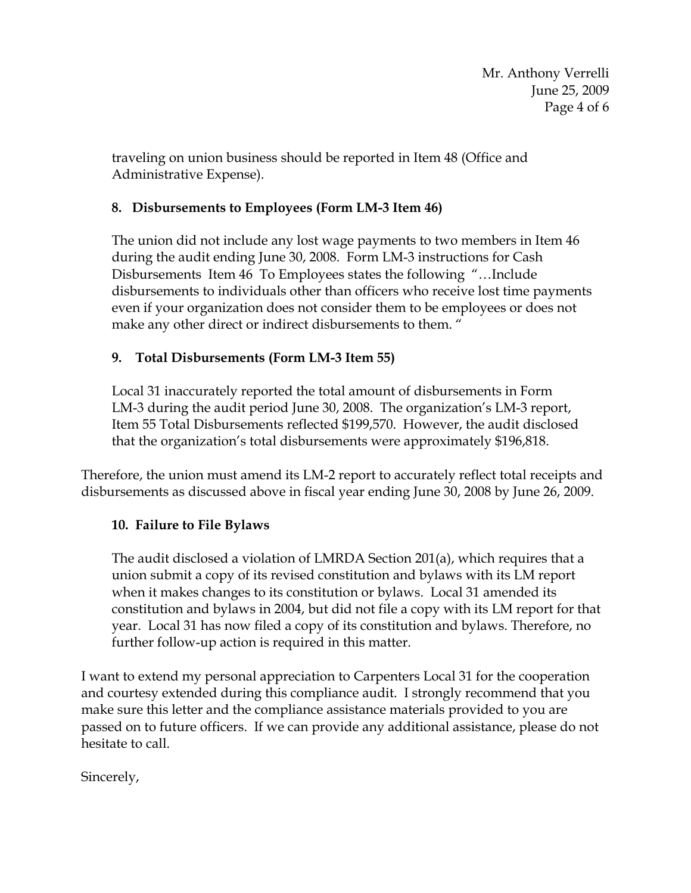traveling on union business should be reported in Item 48 (Office and Administrative Expense).

**8. Disbursements to Employees (Form LM-3 Item 46)**

The union did not include any lost wage payments to two members in Item 46 during the audit ending June 30, 2008. Form LM-3 instructions for Cash Disbursements Item 46 To Employees states the following "…Include disbursements to individuals other than officers who receive lost time payments even if your organization does not consider them to be employees or does not make any other direct or indirect disbursements to them. "

**9. Total Disbursements (Form LM-3 Item 55)**

Local 31 inaccurately reported the total amount of disbursements in Form LM-3 during the audit period June 30, 2008. The organization's LM-3 report, Item 55 Total Disbursements reflected $199,570. However, the audit disclosed that the organization's total disbursements were approximately $196,818.

Therefore, the union must amend its LM-2 report to accurately reflect total receipts and disbursements as discussed above in fiscal year ending June 30, 2008 by June 26, 2009.

**10. Failure to File Bylaws**

The audit disclosed a violation of LMRDA Section 201(a), which requires that a union submit a copy of its revised constitution and bylaws with its LM report when it makes changes to its constitution or bylaws. Local 31 amended its constitution and bylaws in 2004, but did not file a copy with its LM report for that year. Local 31 has now filed a copy of its constitution and bylaws. Therefore, no further follow-up action is required in this matter.

I want to extend my personal appreciation to Carpenters Local 31 for the cooperation and courtesy extended during this compliance audit. I strongly recommend that you make sure this letter and the compliance assistance materials provided to you are passed on to future officers. If we can provide any additional assistance, please do not hesitate to call.

Sincerely,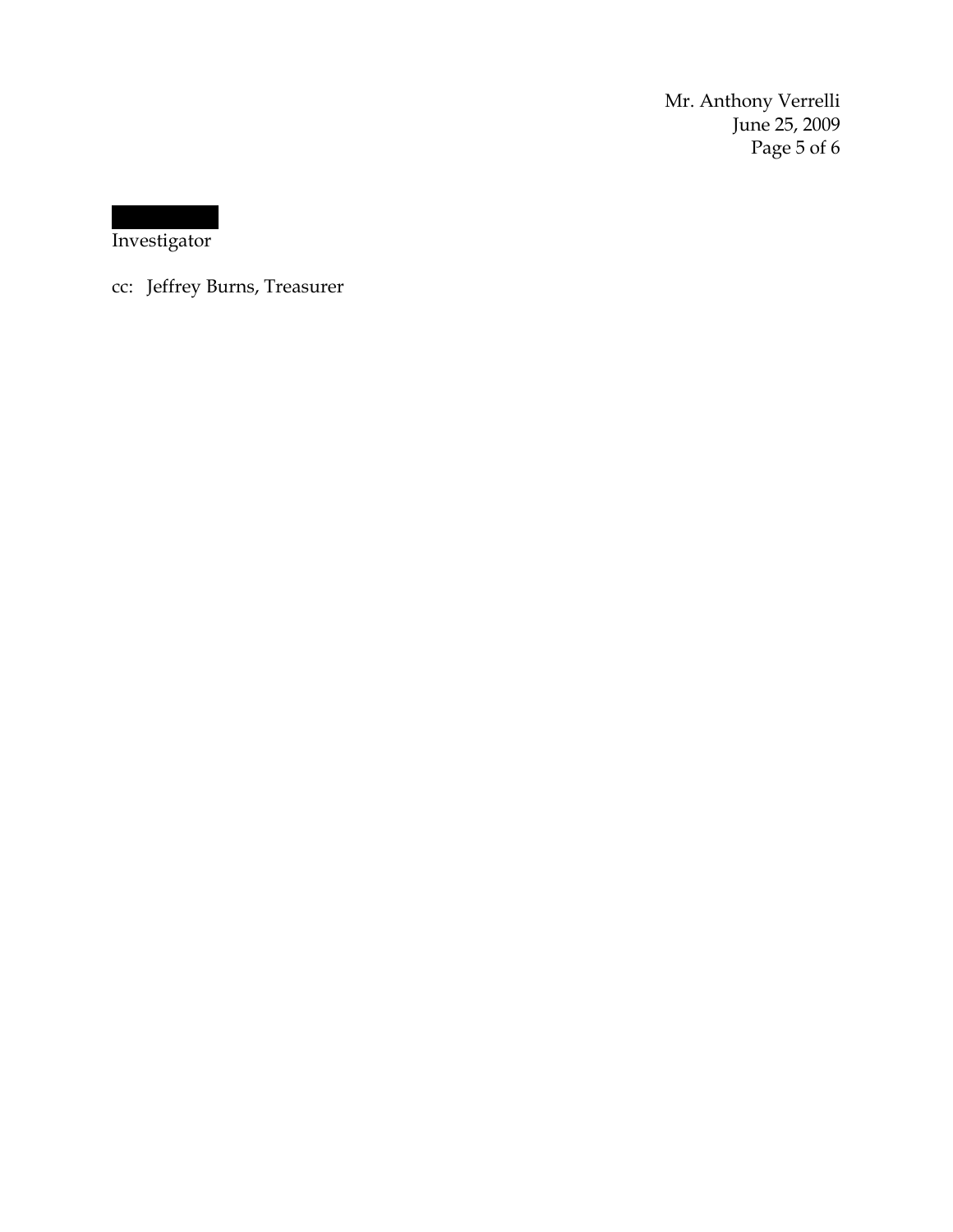Investigator

cc: Jeffrey Burns, Treasurer